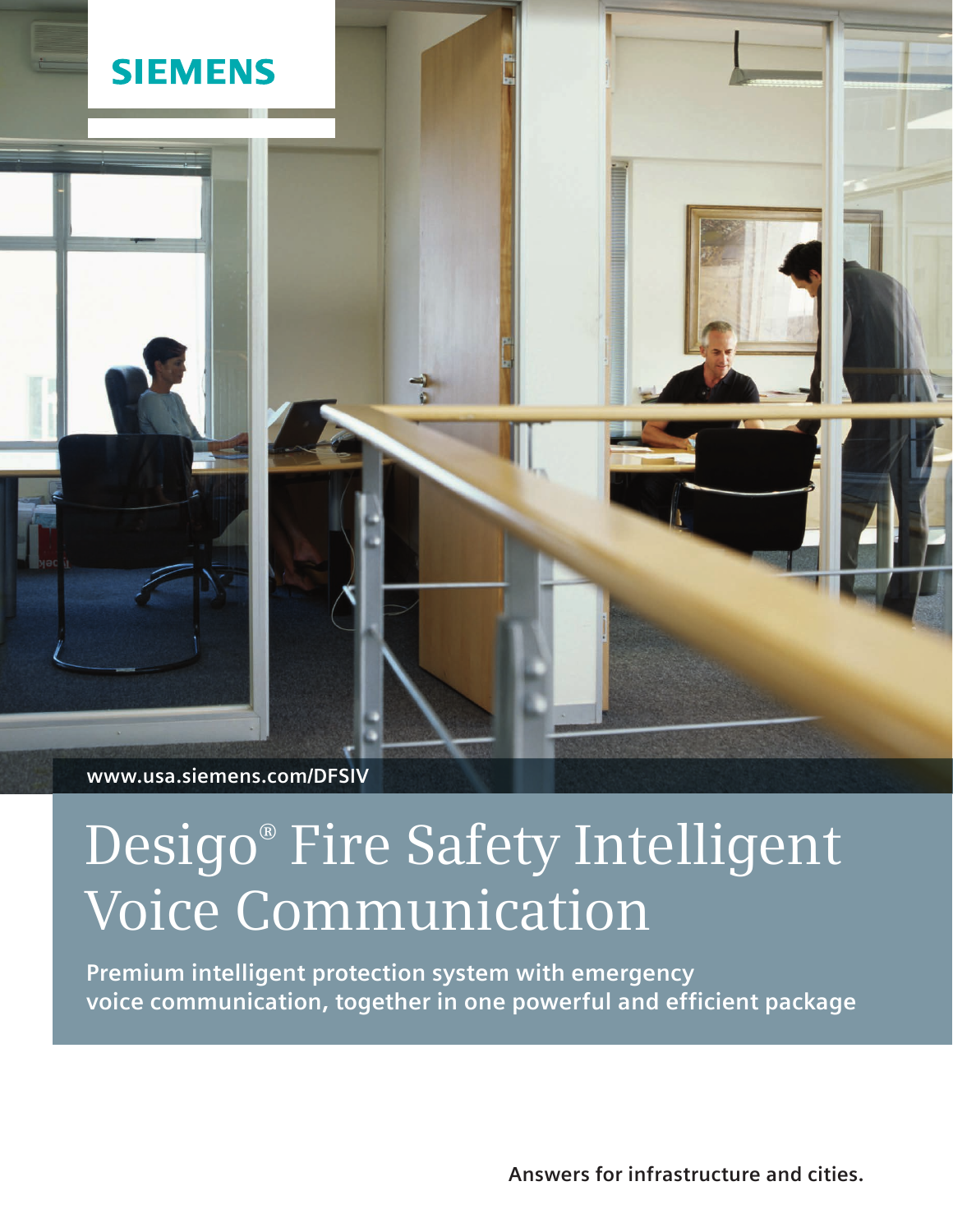SIEMENS

www.usa.siemens.com/DFSIV

# Desigo® Fire Safety Intelligent Voice Communication

**Premium intelligent protection system with emergency voice communication, together in one powerful and efficient package**

**Answers for infrastructure and cities.**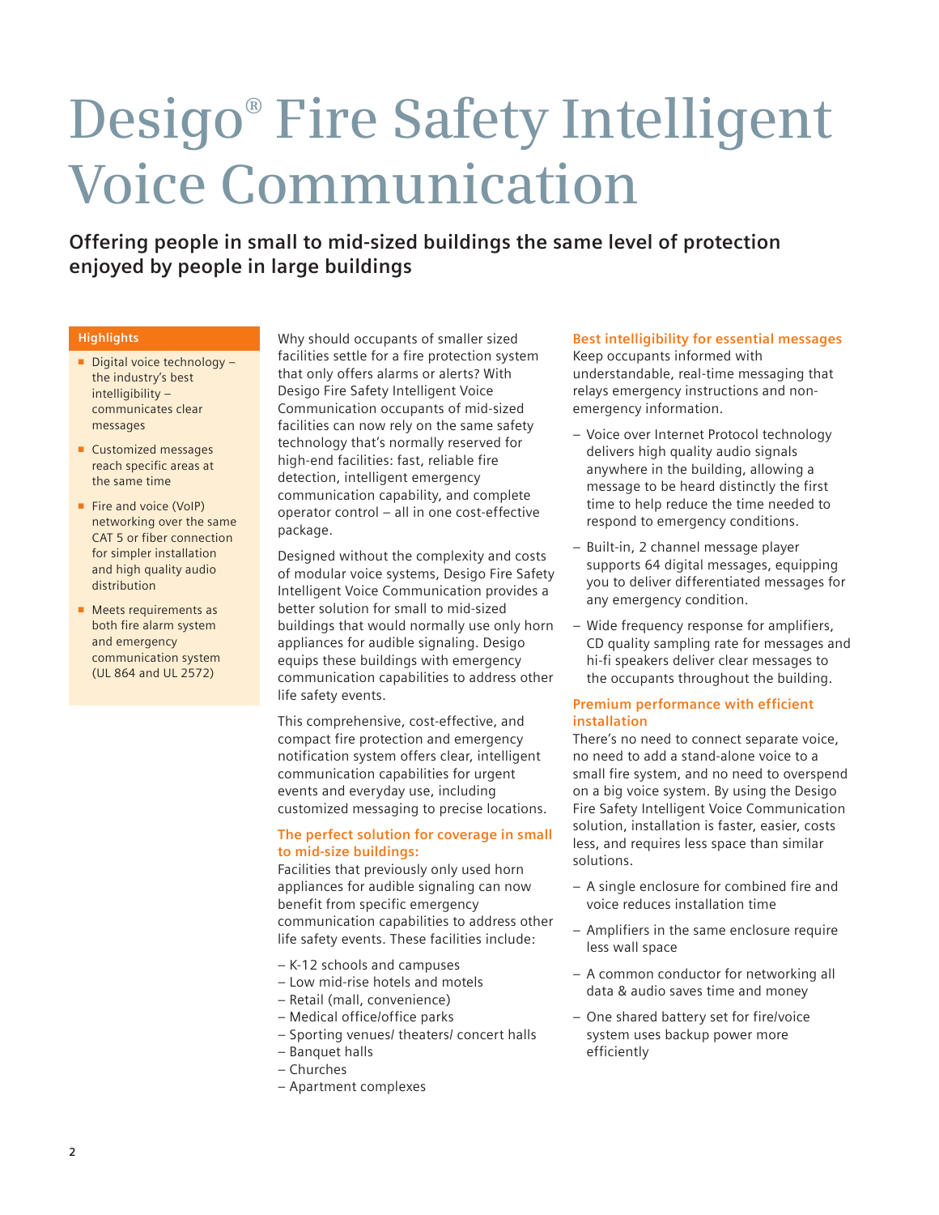# Desigo® Fire Safety Intelligent Voice Communication

**Offering people in small to mid-sized buildings the same level of protection enjoyed by people in large buildings**

**Highlights**

- Digital voice technology – the industry's best intelligibility – communicates clear messages
- Customized messages reach specific areas at the same time
- Fire and voice (VoIP) networking over the same CAT 5 or fiber connection for simpler installation and high quality audio distribution
- Meets requirements as both fire alarm system and emergency communication system (UL 864 and UL 2572)

Why should occupants of smaller sized facilities settle for a fire protection system that only offers alarms or alerts? With Desigo Fire Safety Intelligent Voice Communication occupants of mid-sized facilities can now rely on the same safety technology that's normally reserved for high-end facilities: fast, reliable fire detection, intelligent emergency communication capability, and complete operator control – all in one cost-effective package.

Designed without the complexity and costs of modular voice systems, Desigo Fire Safety Intelligent Voice Communication provides a better solution for small to mid-sized buildings that would normally use only horn appliances for audible signaling. Desigo equips these buildings with emergency communication capabilities to address other life safety events.

This comprehensive, cost-effective, and compact fire protection and emergency notification system offers clear, intelligent communication capabilities for urgent events and everyday use, including customized messaging to precise locations.

### The perfect solution for coverage in small to mid-size buildings:

Facilities that previously only used horn appliances for audible signaling can now benefit from specific emergency communication capabilities to address other life safety events. These facilities include:

- K-12 schools and campuses
- Low mid-rise hotels and motels
- Retail (mall, convenience)
- Medical office/office parks
- Sporting venues/ theaters/ concert halls
- Banquet halls
- Churches
- Apartment complexes

### Best intelligibility for essential messages

Keep occupants informed with understandable, real-time messaging that relays emergency instructions and non-emergency information.

- Voice over Internet Protocol technology delivers high quality audio signals anywhere in the building, allowing a message to be heard distinctly the first time to help reduce the time needed to respond to emergency conditions.
- Built-in, 2 channel message player supports 64 digital messages, equipping you to deliver differentiated messages for any emergency condition.
- Wide frequency response for amplifiers, CD quality sampling rate for messages and hi-fi speakers deliver clear messages to the occupants throughout the building.

### Premium performance with efficient installation

There's no need to connect separate voice, no need to add a stand-alone voice to a small fire system, and no need to overspend on a big voice system. By using the Desigo Fire Safety Intelligent Voice Communication solution, installation is faster, easier, costs less, and requires less space than similar solutions.

- A single enclosure for combined fire and voice reduces installation time
- Amplifiers in the same enclosure require less wall space
- A common conductor for networking all data & audio saves time and money
- One shared battery set for fire/voice system uses backup power more efficiently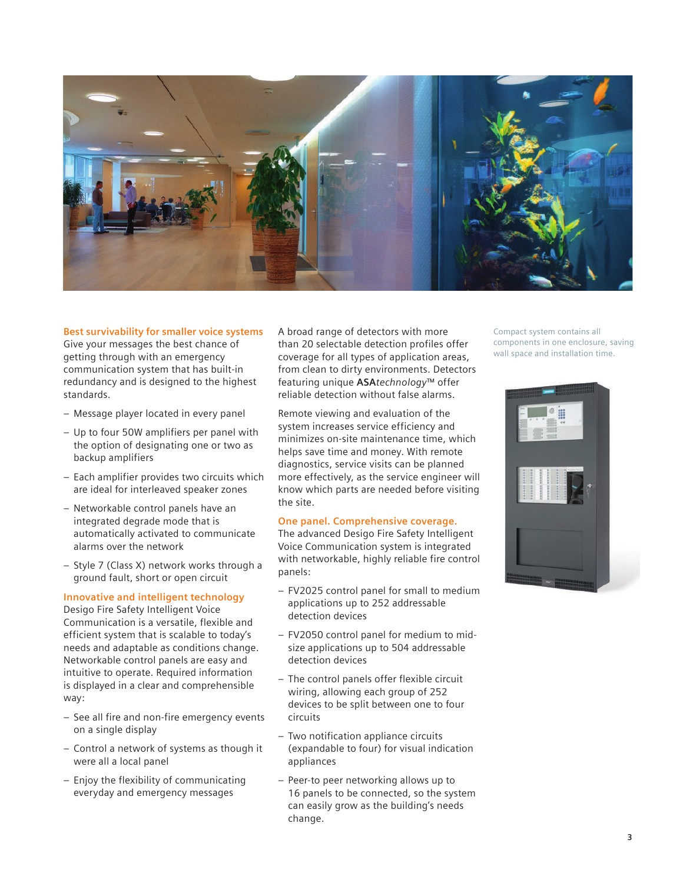## Best survivability for smaller voice systems

Give your messages the best chance of getting through with an emergency communication system that has built-in redundancy and is designed to the highest standards.

- Message player located in every panel
- Up to four 50W amplifiers per panel with the option of designating one or two as backup amplifiers
- Each amplifier provides two circuits which are ideal for interleaved speaker zones
- Networkable control panels have an integrated degrade mode that is automatically activated to communicate alarms over the network
- Style 7 (Class X) network works through a ground fault, short or open circuit

## Innovative and intelligent technology

Desigo Fire Safety Intelligent Voice Communication is a versatile, flexible and efficient system that is scalable to today's needs and adaptable as conditions change. Networkable control panels are easy and intuitive to operate. Required information is displayed in a clear and comprehensible way:

- See all fire and non-fire emergency events on a single display
- Control a network of systems as though it were all a local panel
- Enjoy the flexibility of communicating everyday and emergency messages

A broad range of detectors with more than 20 selectable detection profiles offer coverage for all types of application areas, from clean to dirty environments. Detectors featuring unique **ASA***technology*™ offer reliable detection without false alarms.

Remote viewing and evaluation of the system increases service efficiency and minimizes on-site maintenance time, which helps save time and money. With remote diagnostics, service visits can be planned more effectively, as the service engineer will know which parts are needed before visiting the site.

## One panel. Comprehensive coverage.

The advanced Desigo Fire Safety Intelligent Voice Communication system is integrated with networkable, highly reliable fire control panels:

- FV2025 control panel for small to medium applications up to 252 addressable detection devices
- FV2050 control panel for medium to mid-size applications up to 504 addressable detection devices
- The control panels offer flexible circuit wiring, allowing each group of 252 devices to be split between one to four circuits
- Two notification appliance circuits (expandable to four) for visual indication appliances
- Peer-to peer networking allows up to 16 panels to be connected, so the system can easily grow as the building's needs change.

Compact system contains all components in one enclosure, saving wall space and installation time.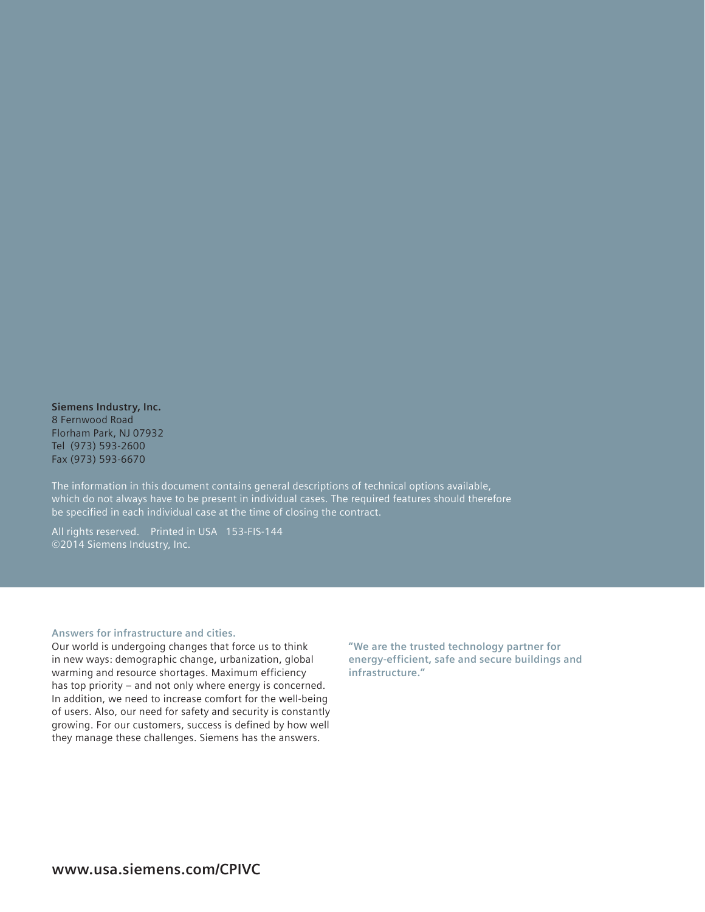**Siemens Industry, Inc.**
8 Fernwood Road
Florham Park, NJ 07932
Tel (973) 593-2600
Fax (973) 593-6670

The information in this document contains general descriptions of technical options available, which do not always have to be present in individual cases. The required features should therefore be specified in each individual case at the time of closing the contract.

All rights reserved. Printed in USA 153-FIS-144
©2014 Siemens Industry, Inc.

**Answers for infrastructure and cities.**

Our world is undergoing changes that force us to think in new ways: demographic change, urbanization, global warming and resource shortages. Maximum efficiency has top priority – and not only where energy is concerned. In addition, we need to increase comfort for the well-being of users. Also, our need for safety and security is constantly growing. For our customers, success is defined by how well they manage these challenges. Siemens has the answers.

**"We are the trusted technology partner for energy-efficient, safe and secure buildings and infrastructure."**

**www.usa.siemens.com/CPIVC**